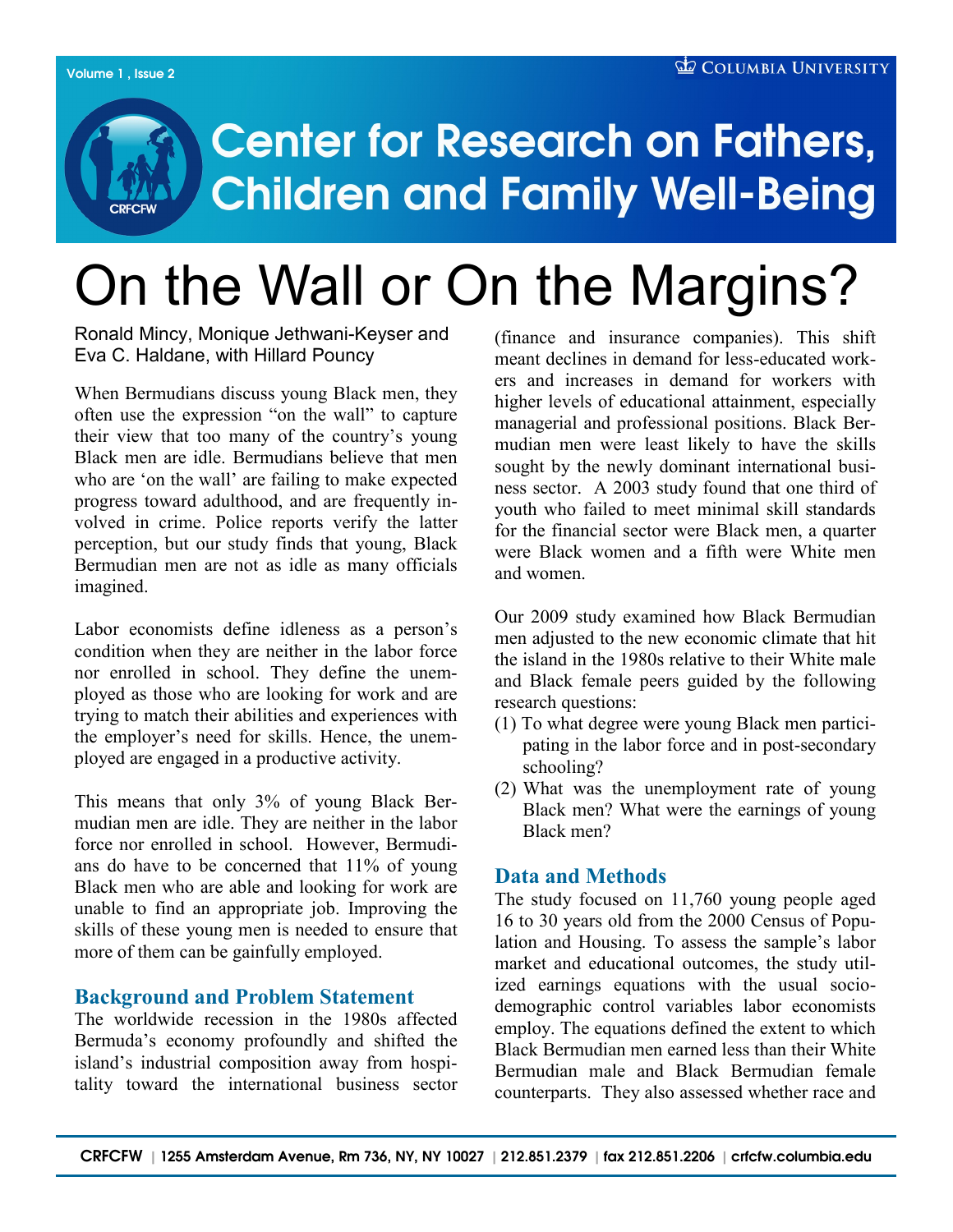# Center for Research on Fathers, Children and Family Well-Being

# On the Wall or On the Margins?

Ronald Mincy, Monique Jethwani-Keyser and Eva C. Haldane, with Hillard Pouncy

When Bermudians discuss young Black men, they often use the expression "on the wall" to capture their view that too many of the country's young Black men are idle. Bermudians believe that men who are 'on the wall' are failing to make expected progress toward adulthood, and are frequently involved in crime. Police reports verify the latter perception, but our study finds that young, Black Bermudian men are not as idle as many officials imagined.

Labor economists define idleness as a person's condition when they are neither in the labor force nor enrolled in school. They define the unemployed as those who are looking for work and are trying to match their abilities and experiences with the employer's need for skills. Hence, the unemployed are engaged in a productive activity.

This means that only 3% of young Black Bermudian men are idle. They are neither in the labor force nor enrolled in school. However, Bermudians do have to be concerned that 11% of young Black men who are able and looking for work are unable to find an appropriate job. Improving the skills of these young men is needed to ensure that more of them can be gainfully employed.

## Background and Problem Statement

The worldwide recession in the 1980s affected Bermuda's economy profoundly and shifted the island's industrial composition away from hospitality toward the international business sector (finance and insurance companies). This shift meant declines in demand for less-educated workers and increases in demand for workers with higher levels of educational attainment, especially managerial and professional positions. Black Bermudian men were least likely to have the skills sought by the newly dominant international business sector. A 2003 study found that one third of youth who failed to meet minimal skill standards for the financial sector were Black men, a quarter were Black women and a fifth were White men and women.

Our 2009 study examined how Black Bermudian men adjusted to the new economic climate that hit the island in the 1980s relative to their White male and Black female peers guided by the following research questions:

(1) To what degree were young Black men participating in the labor force and in post-secondary schooling?

(2) What was the unemployment rate of young Black men? What were the earnings of young Black men?

## Data and Methods

The study focused on 11,760 young people aged 16 to 30 years old from the 2000 Census of Population and Housing. To assess the sample's labor market and educational outcomes, the study utilized earnings equations with the usual socio-demographic control variables labor economists employ. The equations defined the extent to which Black Bermudian men earned less than their White Bermudian male and Black Bermudian female counterparts. They also assessed whether race and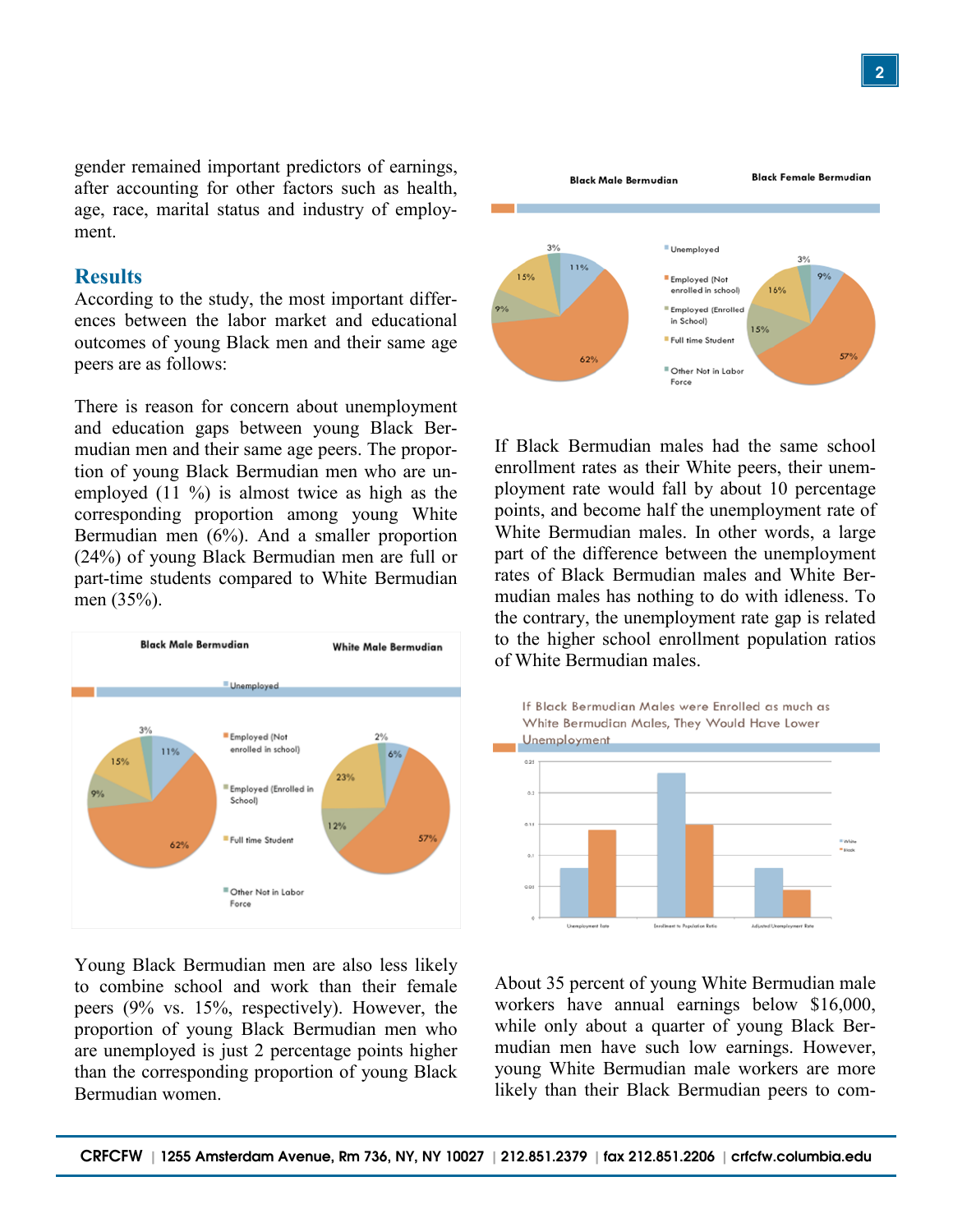gender remained important predictors of earnings, after accounting for other factors such as health, age, race, marital status and industry of employment.

## Results

According to the study, the most important differences between the labor market and educational outcomes of young Black men and their same age peers are as follows:

There is reason for concern about unemployment and education gaps between young Black Bermudian men and their same age peers. The proportion of young Black Bermudian men who are unemployed (11 %) is almost twice as high as the corresponding proportion among young White Bermudian men (6%). And a smaller proportion (24%) of young Black Bermudian men are full or part-time students compared to White Bermudian men (35%).

Young Black Bermudian men are also less likely to combine school and work than their female peers (9% vs. 15%, respectively). However, the proportion of young Black Bermudian men who are unemployed is just 2 percentage points higher than the corresponding proportion of young Black Bermudian women.

If Black Bermudian males had the same school enrollment rates as their White peers, their unemployment rate would fall by about 10 percentage points, and become half the unemployment rate of White Bermudian males. In other words, a large part of the difference between the unemployment rates of Black Bermudian males and White Bermudian males has nothing to do with idleness. To the contrary, the unemployment rate gap is related to the higher school enrollment population ratios of White Bermudian males.

About 35 percent of young White Bermudian male workers have annual earnings below $16,000, while only about a quarter of young Black Bermudian men have such low earnings. However, young White Bermudian male workers are more likely than their Black Bermudian peers to com-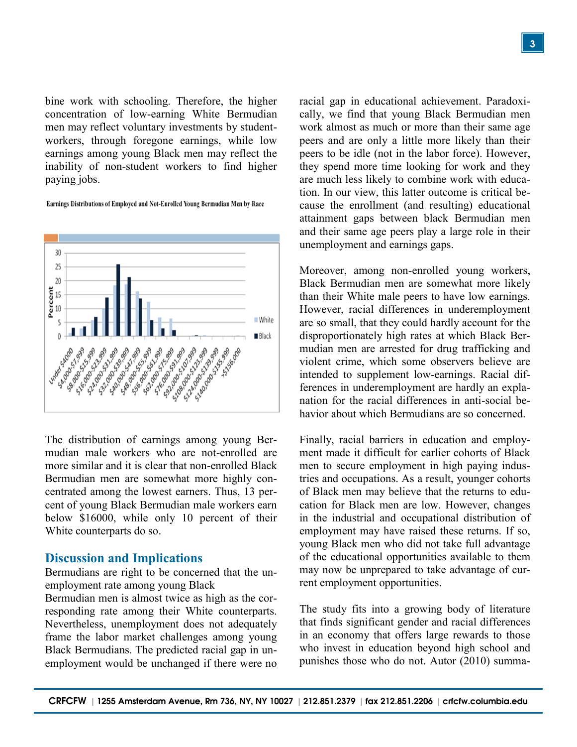bine work with schooling. Therefore, the higher concentration of low-earning White Bermudian men may reflect voluntary investments by student-workers, through foregone earnings, while low earnings among young Black men may reflect the inability of non-student workers to find higher paying jobs.

Earnings Distributions of Employed and Not-Enrolled Young Bermudian Men by Race

The distribution of earnings among young Bermudian male workers who are not-enrolled are more similar and it is clear that non-enrolled Black Bermudian men are somewhat more highly concentrated among the lowest earners. Thus, 13 percent of young Black Bermudian male workers earn below $16000, while only 10 percent of their White counterparts do so.

## Discussion and Implications

Bermudians are right to be concerned that the unemployment rate among young Black Bermudian men is almost twice as high as the corresponding rate among their White counterparts. Nevertheless, unemployment does not adequately frame the labor market challenges among young Black Bermudians. The predicted racial gap in unemployment would be unchanged if there were no racial gap in educational achievement. Paradoxically, we find that young Black Bermudian men work almost as much or more than their same age peers and are only a little more likely than their peers to be idle (not in the labor force). However, they spend more time looking for work and they are much less likely to combine work with education. In our view, this latter outcome is critical because the enrollment (and resulting) educational attainment gaps between black Bermudian men and their same age peers play a large role in their unemployment and earnings gaps.

Moreover, among non-enrolled young workers, Black Bermudian men are somewhat more likely than their White male peers to have low earnings. However, racial differences in underemployment are so small, that they could hardly account for the disproportionately high rates at which Black Bermudian men are arrested for drug trafficking and violent crime, which some observers believe are intended to supplement low-earnings. Racial differences in underemployment are hardly an explanation for the racial differences in anti-social behavior about which Bermudians are so concerned.

Finally, racial barriers in education and employment made it difficult for earlier cohorts of Black men to secure employment in high paying industries and occupations. As a result, younger cohorts of Black men may believe that the returns to education for Black men are low. However, changes in the industrial and occupational distribution of employment may have raised these returns. If so, young Black men who did not take full advantage of the educational opportunities available to them may now be unprepared to take advantage of current employment opportunities.

The study fits into a growing body of literature that finds significant gender and racial differences in an economy that offers large rewards to those who invest in education beyond high school and punishes those who do not. Autor (2010) summa-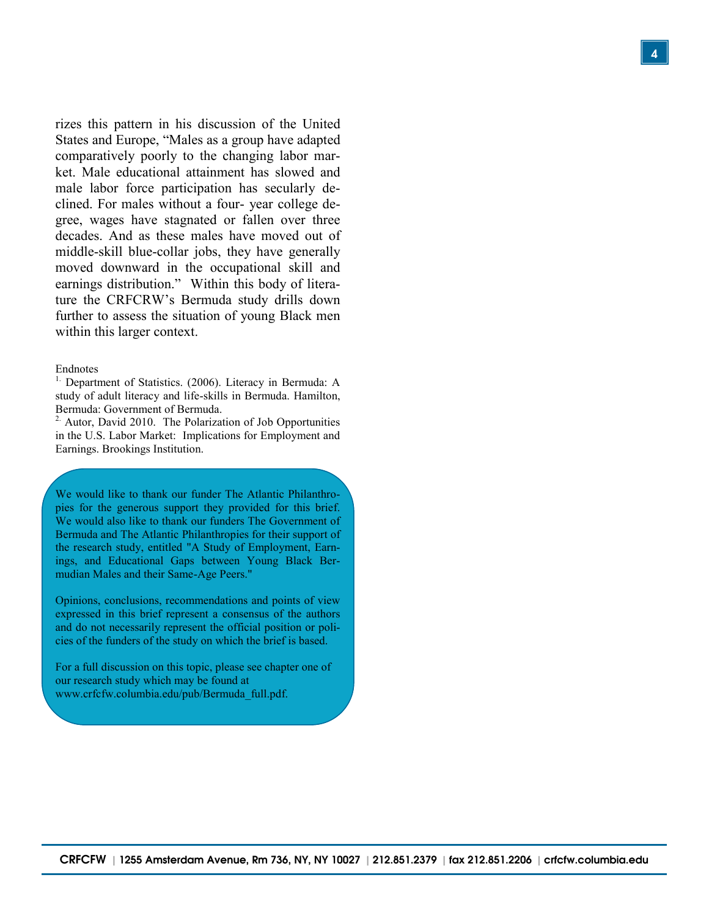rizes this pattern in his discussion of the United States and Europe, "Males as a group have adapted comparatively poorly to the changing labor market. Male educational attainment has slowed and male labor force participation has secularly declined. For males without a four- year college degree, wages have stagnated or fallen over three decades. And as these males have moved out of middle-skill blue-collar jobs, they have generally moved downward in the occupational skill and earnings distribution." Within this body of literature the CRFCRW's Bermuda study drills down further to assess the situation of young Black men within this larger context.

Endnotes

[1.] Department of Statistics. (2006). Literacy in Bermuda: A study of adult literacy and life-skills in Bermuda. Hamilton, Bermuda: Government of Bermuda.

[2.] Autor, David 2010. The Polarization of Job Opportunities in the U.S. Labor Market: Implications for Employment and Earnings. Brookings Institution.

We would like to thank our funder The Atlantic Philanthropies for the generous support they provided for this brief. We would also like to thank our funders The Government of Bermuda and The Atlantic Philanthropies for their support of the research study, entitled "A Study of Employment, Earnings, and Educational Gaps between Young Black Bermudian Males and their Same-Age Peers."

Opinions, conclusions, recommendations and points of view expressed in this brief represent a consensus of the authors and do not necessarily represent the official position or policies of the funders of the study on which the brief is based.

For a full discussion on this topic, please see chapter one of our research study which may be found at www.crfcfw.columbia.edu/pub/Bermuda_full.pdf.

**CRFCFW** | 1255 Amsterdam Avenue, Rm 736, NY, NY 10027 | 212.851.2379 | fax 212.851.2206 | crfcfw.columbia.edu